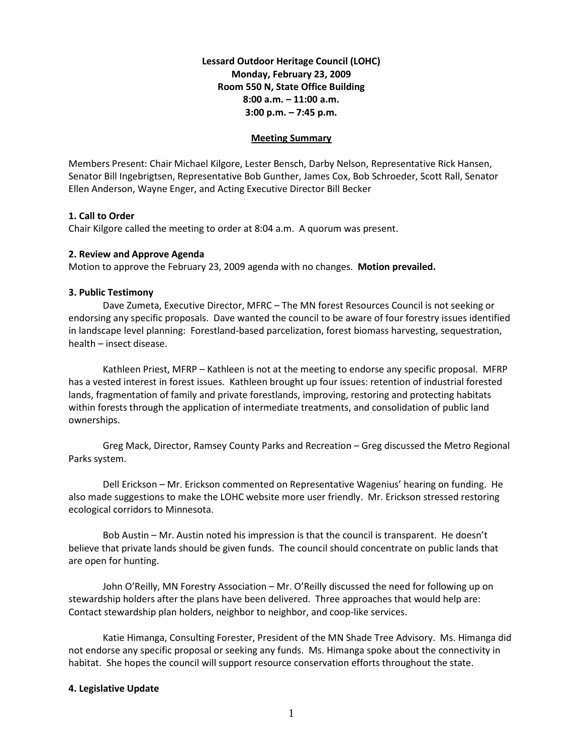**Lessard Outdoor Heritage Council (LOHC)**
**Monday, February 23, 2009**
**Room 550 N, State Office Building**
**8:00 a.m. – 11:00 a.m.**
**3:00 p.m. – 7:45 p.m.**

**Meeting Summary**

Members Present: Chair Michael Kilgore, Lester Bensch, Darby Nelson, Representative Rick Hansen, Senator Bill Ingebrigtsen, Representative Bob Gunther, James Cox, Bob Schroeder, Scott Rall, Senator Ellen Anderson, Wayne Enger, and Acting Executive Director Bill Becker

### 1. Call to Order

Chair Kilgore called the meeting to order at 8:04 a.m. A quorum was present.

### 2. Review and Approve Agenda

Motion to approve the February 23, 2009 agenda with no changes. **Motion prevailed.**

### 3. Public Testimony

Dave Zumeta, Executive Director, MFRC – The MN forest Resources Council is not seeking or endorsing any specific proposals. Dave wanted the council to be aware of four forestry issues identified in landscape level planning: Forestland-based parcelization, forest biomass harvesting, sequestration, health – insect disease.

Kathleen Priest, MFRP – Kathleen is not at the meeting to endorse any specific proposal. MFRP has a vested interest in forest issues. Kathleen brought up four issues: retention of industrial forested lands, fragmentation of family and private forestlands, improving, restoring and protecting habitats within forests through the application of intermediate treatments, and consolidation of public land ownerships.

Greg Mack, Director, Ramsey County Parks and Recreation – Greg discussed the Metro Regional Parks system.

Dell Erickson – Mr. Erickson commented on Representative Wagenius' hearing on funding. He also made suggestions to make the LOHC website more user friendly. Mr. Erickson stressed restoring ecological corridors to Minnesota.

Bob Austin – Mr. Austin noted his impression is that the council is transparent. He doesn't believe that private lands should be given funds. The council should concentrate on public lands that are open for hunting.

John O'Reilly, MN Forestry Association – Mr. O'Reilly discussed the need for following up on stewardship holders after the plans have been delivered. Three approaches that would help are: Contact stewardship plan holders, neighbor to neighbor, and coop-like services.

Katie Himanga, Consulting Forester, President of the MN Shade Tree Advisory. Ms. Himanga did not endorse any specific proposal or seeking any funds. Ms. Himanga spoke about the connectivity in habitat. She hopes the council will support resource conservation efforts throughout the state.

### 4. Legislative Update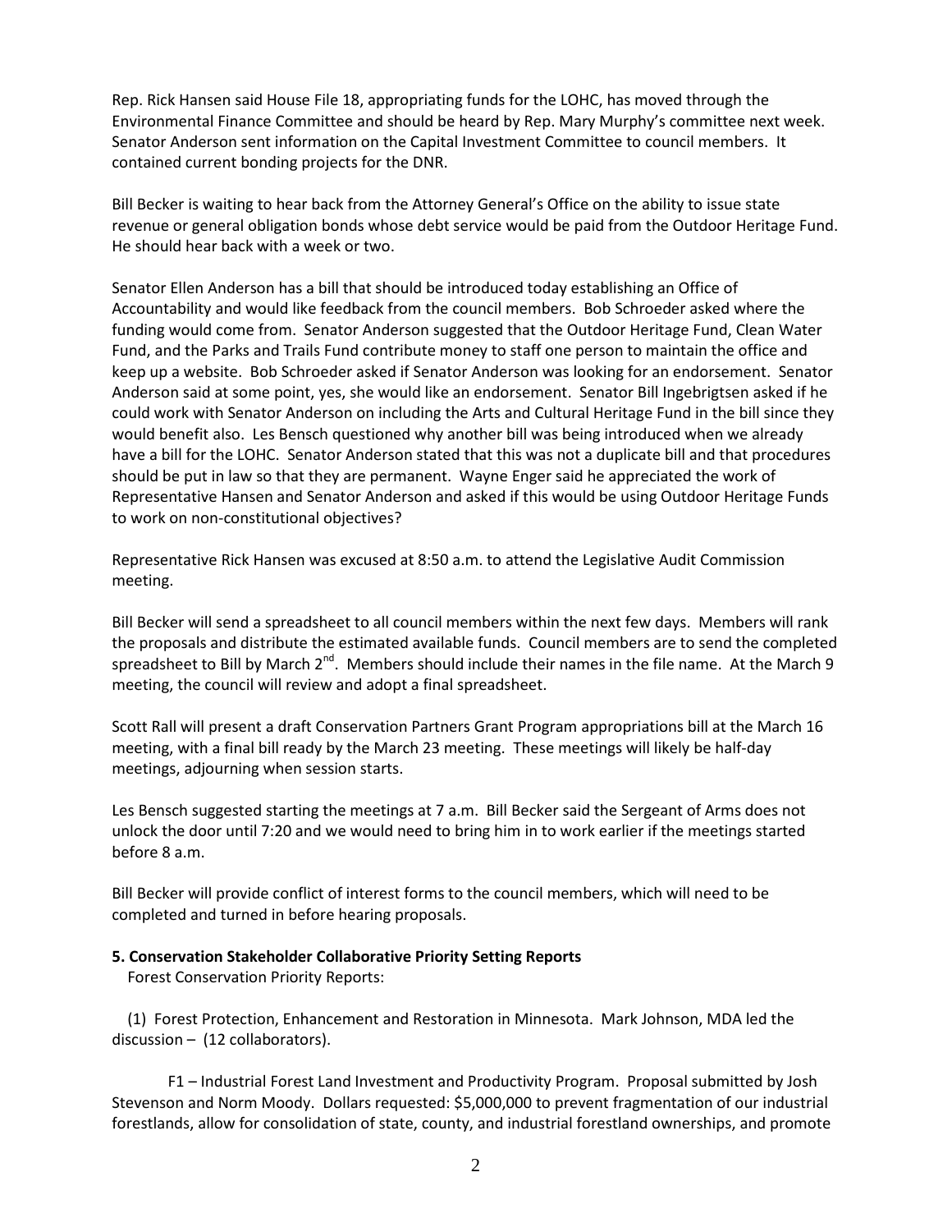Rep. Rick Hansen said House File 18, appropriating funds for the LOHC, has moved through the Environmental Finance Committee and should be heard by Rep. Mary Murphy's committee next week. Senator Anderson sent information on the Capital Investment Committee to council members. It contained current bonding projects for the DNR.

Bill Becker is waiting to hear back from the Attorney General's Office on the ability to issue state revenue or general obligation bonds whose debt service would be paid from the Outdoor Heritage Fund. He should hear back with a week or two.

Senator Ellen Anderson has a bill that should be introduced today establishing an Office of Accountability and would like feedback from the council members. Bob Schroeder asked where the funding would come from. Senator Anderson suggested that the Outdoor Heritage Fund, Clean Water Fund, and the Parks and Trails Fund contribute money to staff one person to maintain the office and keep up a website. Bob Schroeder asked if Senator Anderson was looking for an endorsement. Senator Anderson said at some point, yes, she would like an endorsement. Senator Bill Ingebrigtsen asked if he could work with Senator Anderson on including the Arts and Cultural Heritage Fund in the bill since they would benefit also. Les Bensch questioned why another bill was being introduced when we already have a bill for the LOHC. Senator Anderson stated that this was not a duplicate bill and that procedures should be put in law so that they are permanent. Wayne Enger said he appreciated the work of Representative Hansen and Senator Anderson and asked if this would be using Outdoor Heritage Funds to work on non-constitutional objectives?

Representative Rick Hansen was excused at 8:50 a.m. to attend the Legislative Audit Commission meeting.

Bill Becker will send a spreadsheet to all council members within the next few days. Members will rank the proposals and distribute the estimated available funds. Council members are to send the completed spreadsheet to Bill by March 2nd. Members should include their names in the file name. At the March 9 meeting, the council will review and adopt a final spreadsheet.

Scott Rall will present a draft Conservation Partners Grant Program appropriations bill at the March 16 meeting, with a final bill ready by the March 23 meeting. These meetings will likely be half-day meetings, adjourning when session starts.

Les Bensch suggested starting the meetings at 7 a.m. Bill Becker said the Sergeant of Arms does not unlock the door until 7:20 and we would need to bring him in to work earlier if the meetings started before 8 a.m.

Bill Becker will provide conflict of interest forms to the council members, which will need to be completed and turned in before hearing proposals.

**5. Conservation Stakeholder Collaborative Priority Setting Reports**

Forest Conservation Priority Reports:

(1) Forest Protection, Enhancement and Restoration in Minnesota. Mark Johnson, MDA led the discussion – (12 collaborators).

F1 – Industrial Forest Land Investment and Productivity Program. Proposal submitted by Josh Stevenson and Norm Moody. Dollars requested: $5,000,000 to prevent fragmentation of our industrial forestlands, allow for consolidation of state, county, and industrial forestland ownerships, and promote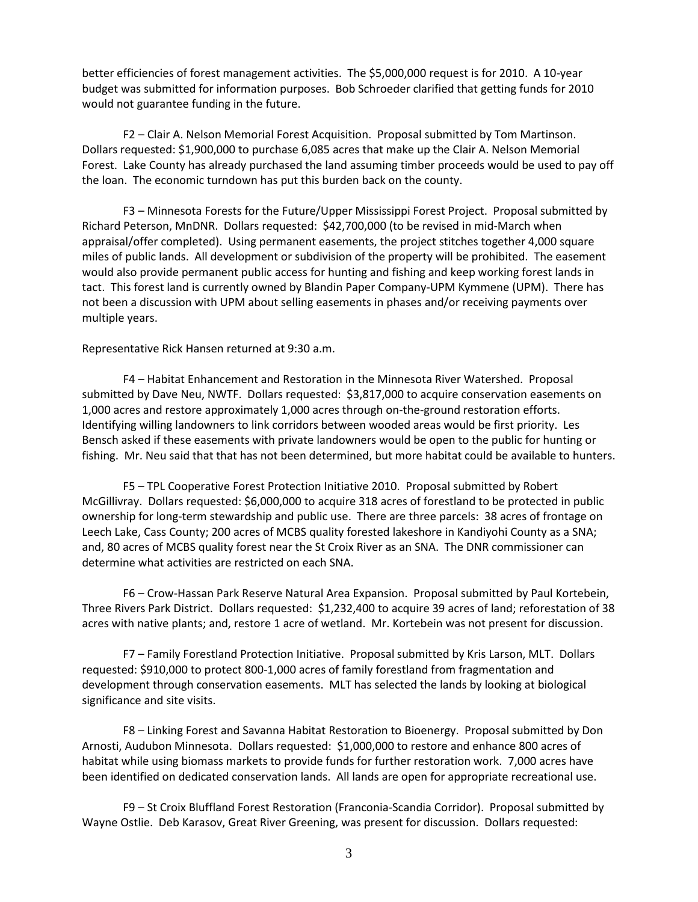better efficiencies of forest management activities. The $5,000,000 request is for 2010. A 10-year budget was submitted for information purposes. Bob Schroeder clarified that getting funds for 2010 would not guarantee funding in the future.

F2 – Clair A. Nelson Memorial Forest Acquisition. Proposal submitted by Tom Martinson. Dollars requested: $1,900,000 to purchase 6,085 acres that make up the Clair A. Nelson Memorial Forest. Lake County has already purchased the land assuming timber proceeds would be used to pay off the loan. The economic turndown has put this burden back on the county.

F3 – Minnesota Forests for the Future/Upper Mississippi Forest Project. Proposal submitted by Richard Peterson, MnDNR. Dollars requested: $42,700,000 (to be revised in mid-March when appraisal/offer completed). Using permanent easements, the project stitches together 4,000 square miles of public lands. All development or subdivision of the property will be prohibited. The easement would also provide permanent public access for hunting and fishing and keep working forest lands in tact. This forest land is currently owned by Blandin Paper Company-UPM Kymmene (UPM). There has not been a discussion with UPM about selling easements in phases and/or receiving payments over multiple years.

Representative Rick Hansen returned at 9:30 a.m.

F4 – Habitat Enhancement and Restoration in the Minnesota River Watershed. Proposal submitted by Dave Neu, NWTF. Dollars requested: $3,817,000 to acquire conservation easements on 1,000 acres and restore approximately 1,000 acres through on-the-ground restoration efforts. Identifying willing landowners to link corridors between wooded areas would be first priority. Les Bensch asked if these easements with private landowners would be open to the public for hunting or fishing. Mr. Neu said that that has not been determined, but more habitat could be available to hunters.

F5 – TPL Cooperative Forest Protection Initiative 2010. Proposal submitted by Robert McGillivray. Dollars requested: $6,000,000 to acquire 318 acres of forestland to be protected in public ownership for long-term stewardship and public use. There are three parcels: 38 acres of frontage on Leech Lake, Cass County; 200 acres of MCBS quality forested lakeshore in Kandiyohi County as a SNA; and, 80 acres of MCBS quality forest near the St Croix River as an SNA. The DNR commissioner can determine what activities are restricted on each SNA.

F6 – Crow-Hassan Park Reserve Natural Area Expansion. Proposal submitted by Paul Kortebein, Three Rivers Park District. Dollars requested: $1,232,400 to acquire 39 acres of land; reforestation of 38 acres with native plants; and, restore 1 acre of wetland. Mr. Kortebein was not present for discussion.

F7 – Family Forestland Protection Initiative. Proposal submitted by Kris Larson, MLT. Dollars requested: $910,000 to protect 800-1,000 acres of family forestland from fragmentation and development through conservation easements. MLT has selected the lands by looking at biological significance and site visits.

F8 – Linking Forest and Savanna Habitat Restoration to Bioenergy. Proposal submitted by Don Arnosti, Audubon Minnesota. Dollars requested: $1,000,000 to restore and enhance 800 acres of habitat while using biomass markets to provide funds for further restoration work. 7,000 acres have been identified on dedicated conservation lands. All lands are open for appropriate recreational use.

F9 – St Croix Bluffland Forest Restoration (Franconia-Scandia Corridor). Proposal submitted by Wayne Ostlie. Deb Karasov, Great River Greening, was present for discussion. Dollars requested: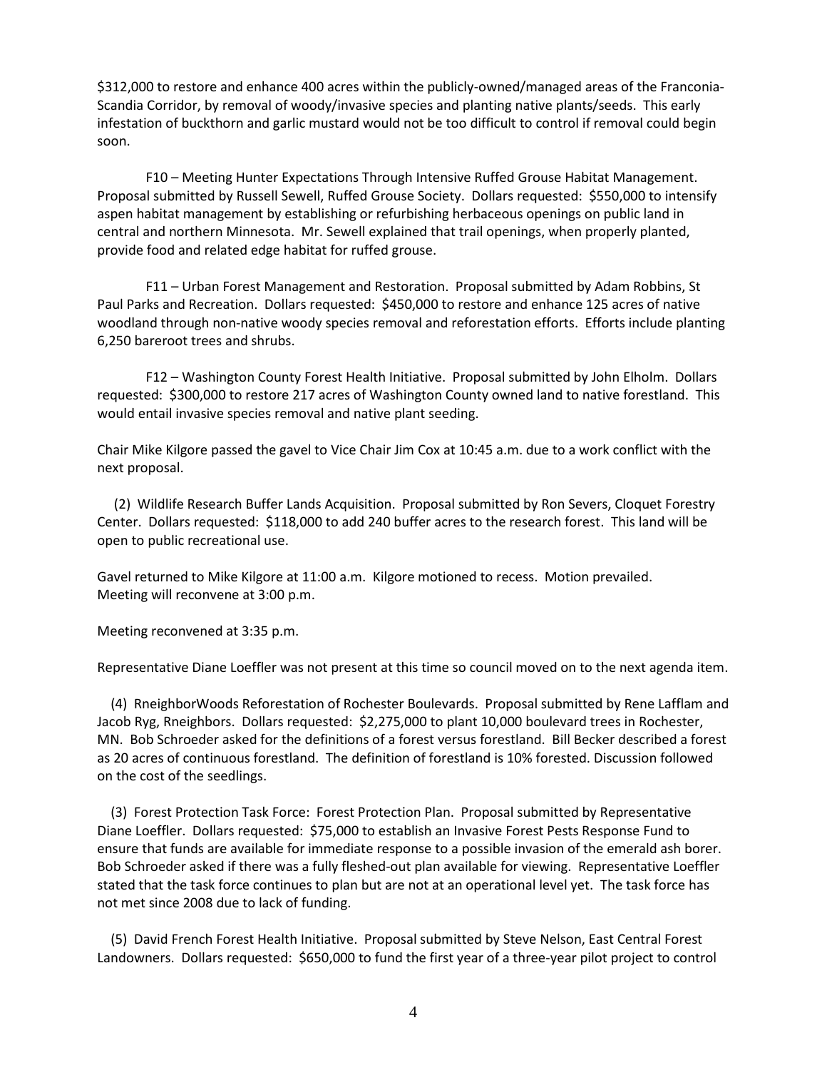$312,000 to restore and enhance 400 acres within the publicly-owned/managed areas of the Franconia-Scandia Corridor, by removal of woody/invasive species and planting native plants/seeds. This early infestation of buckthorn and garlic mustard would not be too difficult to control if removal could begin soon.

F10 – Meeting Hunter Expectations Through Intensive Ruffed Grouse Habitat Management. Proposal submitted by Russell Sewell, Ruffed Grouse Society. Dollars requested: $550,000 to intensify aspen habitat management by establishing or refurbishing herbaceous openings on public land in central and northern Minnesota. Mr. Sewell explained that trail openings, when properly planted, provide food and related edge habitat for ruffed grouse.

F11 – Urban Forest Management and Restoration. Proposal submitted by Adam Robbins, St Paul Parks and Recreation. Dollars requested: $450,000 to restore and enhance 125 acres of native woodland through non-native woody species removal and reforestation efforts. Efforts include planting 6,250 bareroot trees and shrubs.

F12 – Washington County Forest Health Initiative. Proposal submitted by John Elholm. Dollars requested: $300,000 to restore 217 acres of Washington County owned land to native forestland. This would entail invasive species removal and native plant seeding.

Chair Mike Kilgore passed the gavel to Vice Chair Jim Cox at 10:45 a.m. due to a work conflict with the next proposal.

(2) Wildlife Research Buffer Lands Acquisition. Proposal submitted by Ron Severs, Cloquet Forestry Center. Dollars requested: $118,000 to add 240 buffer acres to the research forest. This land will be open to public recreational use.

Gavel returned to Mike Kilgore at 11:00 a.m. Kilgore motioned to recess. Motion prevailed. Meeting will reconvene at 3:00 p.m.

Meeting reconvened at 3:35 p.m.

Representative Diane Loeffler was not present at this time so council moved on to the next agenda item.

(4) RneighborWoods Reforestation of Rochester Boulevards. Proposal submitted by Rene Lafflam and Jacob Ryg, Rneighbors. Dollars requested: $2,275,000 to plant 10,000 boulevard trees in Rochester, MN. Bob Schroeder asked for the definitions of a forest versus forestland. Bill Becker described a forest as 20 acres of continuous forestland. The definition of forestland is 10% forested. Discussion followed on the cost of the seedlings.

(3) Forest Protection Task Force: Forest Protection Plan. Proposal submitted by Representative Diane Loeffler. Dollars requested: $75,000 to establish an Invasive Forest Pests Response Fund to ensure that funds are available for immediate response to a possible invasion of the emerald ash borer. Bob Schroeder asked if there was a fully fleshed-out plan available for viewing. Representative Loeffler stated that the task force continues to plan but are not at an operational level yet. The task force has not met since 2008 due to lack of funding.

(5) David French Forest Health Initiative. Proposal submitted by Steve Nelson, East Central Forest Landowners. Dollars requested: $650,000 to fund the first year of a three-year pilot project to control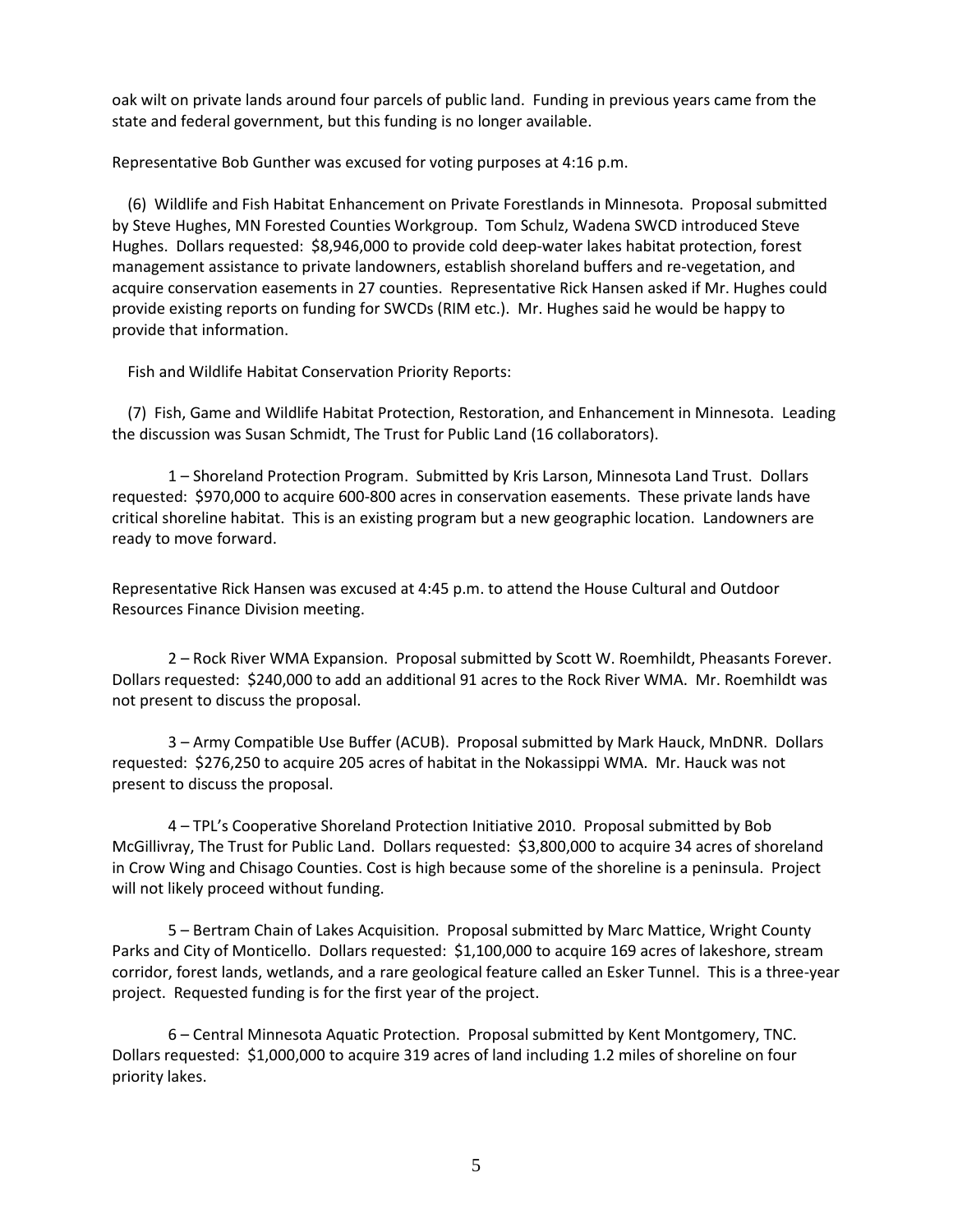oak wilt on private lands around four parcels of public land. Funding in previous years came from the state and federal government, but this funding is no longer available.

Representative Bob Gunther was excused for voting purposes at 4:16 p.m.

(6) Wildlife and Fish Habitat Enhancement on Private Forestlands in Minnesota. Proposal submitted by Steve Hughes, MN Forested Counties Workgroup. Tom Schulz, Wadena SWCD introduced Steve Hughes. Dollars requested: $8,946,000 to provide cold deep-water lakes habitat protection, forest management assistance to private landowners, establish shoreland buffers and re-vegetation, and acquire conservation easements in 27 counties. Representative Rick Hansen asked if Mr. Hughes could provide existing reports on funding for SWCDs (RIM etc.). Mr. Hughes said he would be happy to provide that information.

Fish and Wildlife Habitat Conservation Priority Reports:

(7) Fish, Game and Wildlife Habitat Protection, Restoration, and Enhancement in Minnesota. Leading the discussion was Susan Schmidt, The Trust for Public Land (16 collaborators).

1 – Shoreland Protection Program. Submitted by Kris Larson, Minnesota Land Trust. Dollars requested: $970,000 to acquire 600-800 acres in conservation easements. These private lands have critical shoreline habitat. This is an existing program but a new geographic location. Landowners are ready to move forward.

Representative Rick Hansen was excused at 4:45 p.m. to attend the House Cultural and Outdoor Resources Finance Division meeting.

2 – Rock River WMA Expansion. Proposal submitted by Scott W. Roemhildt, Pheasants Forever. Dollars requested: $240,000 to add an additional 91 acres to the Rock River WMA. Mr. Roemhildt was not present to discuss the proposal.

3 – Army Compatible Use Buffer (ACUB). Proposal submitted by Mark Hauck, MnDNR. Dollars requested: $276,250 to acquire 205 acres of habitat in the Nokassippi WMA. Mr. Hauck was not present to discuss the proposal.

4 – TPL's Cooperative Shoreland Protection Initiative 2010. Proposal submitted by Bob McGillivray, The Trust for Public Land. Dollars requested: $3,800,000 to acquire 34 acres of shoreland in Crow Wing and Chisago Counties. Cost is high because some of the shoreline is a peninsula. Project will not likely proceed without funding.

5 – Bertram Chain of Lakes Acquisition. Proposal submitted by Marc Mattice, Wright County Parks and City of Monticello. Dollars requested: $1,100,000 to acquire 169 acres of lakeshore, stream corridor, forest lands, wetlands, and a rare geological feature called an Esker Tunnel. This is a three-year project. Requested funding is for the first year of the project.

6 – Central Minnesota Aquatic Protection. Proposal submitted by Kent Montgomery, TNC. Dollars requested: $1,000,000 to acquire 319 acres of land including 1.2 miles of shoreline on four priority lakes.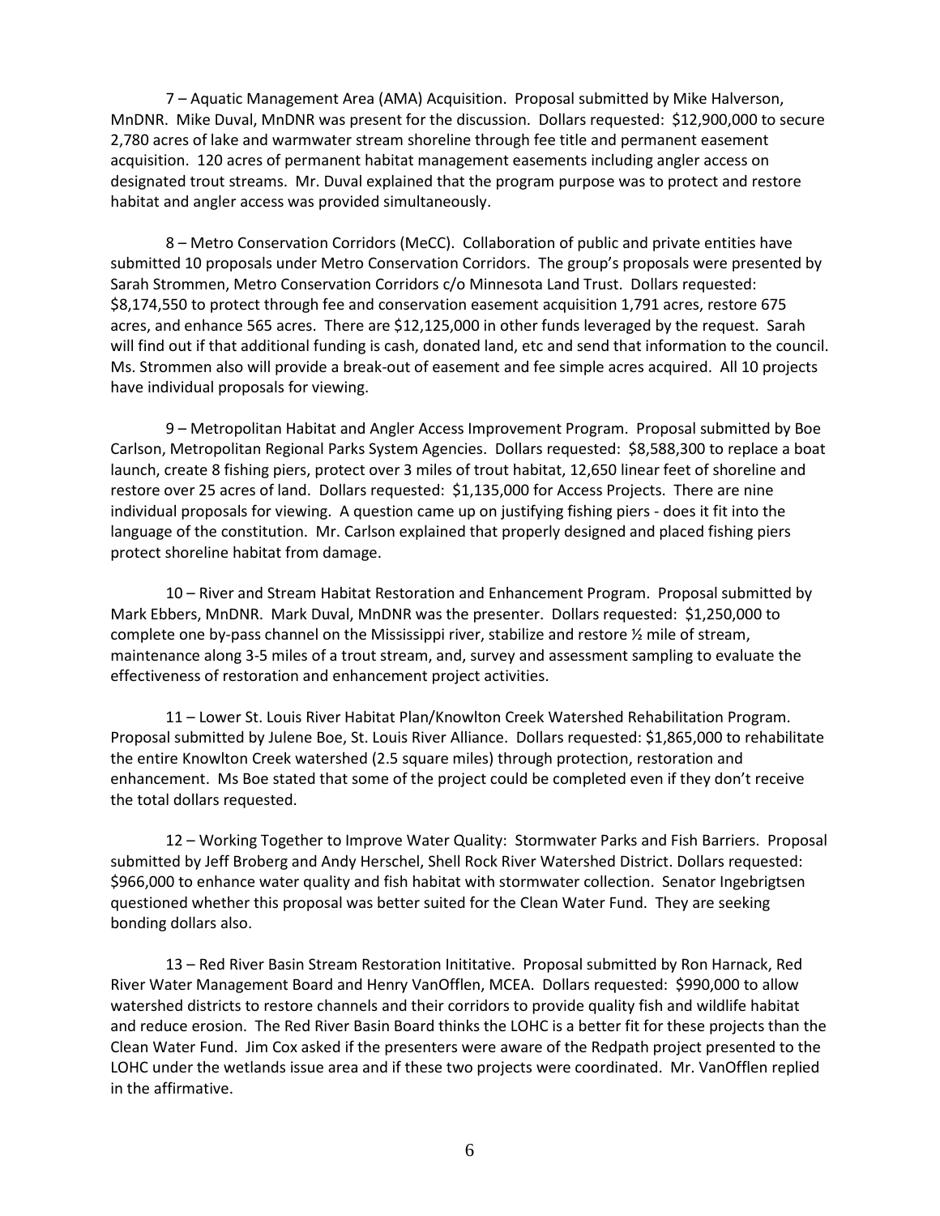7 – Aquatic Management Area (AMA) Acquisition. Proposal submitted by Mike Halverson, MnDNR. Mike Duval, MnDNR was present for the discussion. Dollars requested: $12,900,000 to secure 2,780 acres of lake and warmwater stream shoreline through fee title and permanent easement acquisition. 120 acres of permanent habitat management easements including angler access on designated trout streams. Mr. Duval explained that the program purpose was to protect and restore habitat and angler access was provided simultaneously.

8 – Metro Conservation Corridors (MeCC). Collaboration of public and private entities have submitted 10 proposals under Metro Conservation Corridors. The group's proposals were presented by Sarah Strommen, Metro Conservation Corridors c/o Minnesota Land Trust. Dollars requested: $8,174,550 to protect through fee and conservation easement acquisition 1,791 acres, restore 675 acres, and enhance 565 acres. There are $12,125,000 in other funds leveraged by the request. Sarah will find out if that additional funding is cash, donated land, etc and send that information to the council. Ms. Strommen also will provide a break-out of easement and fee simple acres acquired. All 10 projects have individual proposals for viewing.

9 – Metropolitan Habitat and Angler Access Improvement Program. Proposal submitted by Boe Carlson, Metropolitan Regional Parks System Agencies. Dollars requested: $8,588,300 to replace a boat launch, create 8 fishing piers, protect over 3 miles of trout habitat, 12,650 linear feet of shoreline and restore over 25 acres of land. Dollars requested: $1,135,000 for Access Projects. There are nine individual proposals for viewing. A question came up on justifying fishing piers - does it fit into the language of the constitution. Mr. Carlson explained that properly designed and placed fishing piers protect shoreline habitat from damage.

10 – River and Stream Habitat Restoration and Enhancement Program. Proposal submitted by Mark Ebbers, MnDNR. Mark Duval, MnDNR was the presenter. Dollars requested: $1,250,000 to complete one by-pass channel on the Mississippi river, stabilize and restore ½ mile of stream, maintenance along 3-5 miles of a trout stream, and, survey and assessment sampling to evaluate the effectiveness of restoration and enhancement project activities.

11 – Lower St. Louis River Habitat Plan/Knowlton Creek Watershed Rehabilitation Program. Proposal submitted by Julene Boe, St. Louis River Alliance. Dollars requested: $1,865,000 to rehabilitate the entire Knowlton Creek watershed (2.5 square miles) through protection, restoration and enhancement. Ms Boe stated that some of the project could be completed even if they don't receive the total dollars requested.

12 – Working Together to Improve Water Quality: Stormwater Parks and Fish Barriers. Proposal submitted by Jeff Broberg and Andy Herschel, Shell Rock River Watershed District. Dollars requested: $966,000 to enhance water quality and fish habitat with stormwater collection. Senator Ingebrigtsen questioned whether this proposal was better suited for the Clean Water Fund. They are seeking bonding dollars also.

13 – Red River Basin Stream Restoration Inititative. Proposal submitted by Ron Harnack, Red River Water Management Board and Henry VanOfflen, MCEA. Dollars requested: $990,000 to allow watershed districts to restore channels and their corridors to provide quality fish and wildlife habitat and reduce erosion. The Red River Basin Board thinks the LOHC is a better fit for these projects than the Clean Water Fund. Jim Cox asked if the presenters were aware of the Redpath project presented to the LOHC under the wetlands issue area and if these two projects were coordinated. Mr. VanOfflen replied in the affirmative.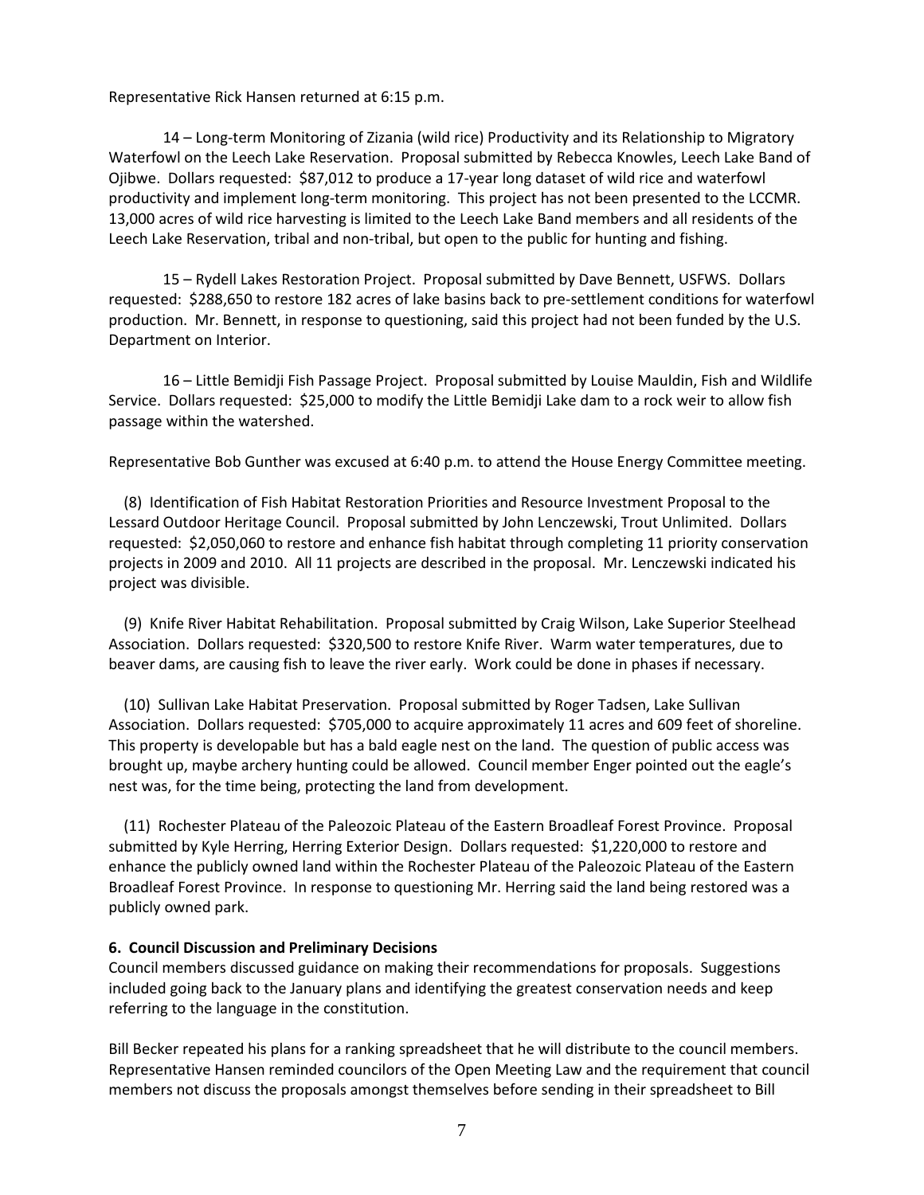Representative Rick Hansen returned at 6:15 p.m.

14 – Long-term Monitoring of Zizania (wild rice) Productivity and its Relationship to Migratory Waterfowl on the Leech Lake Reservation. Proposal submitted by Rebecca Knowles, Leech Lake Band of Ojibwe. Dollars requested: $87,012 to produce a 17-year long dataset of wild rice and waterfowl productivity and implement long-term monitoring. This project has not been presented to the LCCMR. 13,000 acres of wild rice harvesting is limited to the Leech Lake Band members and all residents of the Leech Lake Reservation, tribal and non-tribal, but open to the public for hunting and fishing.

15 – Rydell Lakes Restoration Project. Proposal submitted by Dave Bennett, USFWS. Dollars requested: $288,650 to restore 182 acres of lake basins back to pre-settlement conditions for waterfowl production. Mr. Bennett, in response to questioning, said this project had not been funded by the U.S. Department on Interior.

16 – Little Bemidji Fish Passage Project. Proposal submitted by Louise Mauldin, Fish and Wildlife Service. Dollars requested: $25,000 to modify the Little Bemidji Lake dam to a rock weir to allow fish passage within the watershed.

Representative Bob Gunther was excused at 6:40 p.m. to attend the House Energy Committee meeting.

(8) Identification of Fish Habitat Restoration Priorities and Resource Investment Proposal to the Lessard Outdoor Heritage Council. Proposal submitted by John Lenczewski, Trout Unlimited. Dollars requested: $2,050,060 to restore and enhance fish habitat through completing 11 priority conservation projects in 2009 and 2010. All 11 projects are described in the proposal. Mr. Lenczewski indicated his project was divisible.

(9) Knife River Habitat Rehabilitation. Proposal submitted by Craig Wilson, Lake Superior Steelhead Association. Dollars requested: $320,500 to restore Knife River. Warm water temperatures, due to beaver dams, are causing fish to leave the river early. Work could be done in phases if necessary.

(10) Sullivan Lake Habitat Preservation. Proposal submitted by Roger Tadsen, Lake Sullivan Association. Dollars requested: $705,000 to acquire approximately 11 acres and 609 feet of shoreline. This property is developable but has a bald eagle nest on the land. The question of public access was brought up, maybe archery hunting could be allowed. Council member Enger pointed out the eagle's nest was, for the time being, protecting the land from development.

(11) Rochester Plateau of the Paleozoic Plateau of the Eastern Broadleaf Forest Province. Proposal submitted by Kyle Herring, Herring Exterior Design. Dollars requested: $1,220,000 to restore and enhance the publicly owned land within the Rochester Plateau of the Paleozoic Plateau of the Eastern Broadleaf Forest Province. In response to questioning Mr. Herring said the land being restored was a publicly owned park.

**6. Council Discussion and Preliminary Decisions**

Council members discussed guidance on making their recommendations for proposals. Suggestions included going back to the January plans and identifying the greatest conservation needs and keep referring to the language in the constitution.

Bill Becker repeated his plans for a ranking spreadsheet that he will distribute to the council members. Representative Hansen reminded councilors of the Open Meeting Law and the requirement that council members not discuss the proposals amongst themselves before sending in their spreadsheet to Bill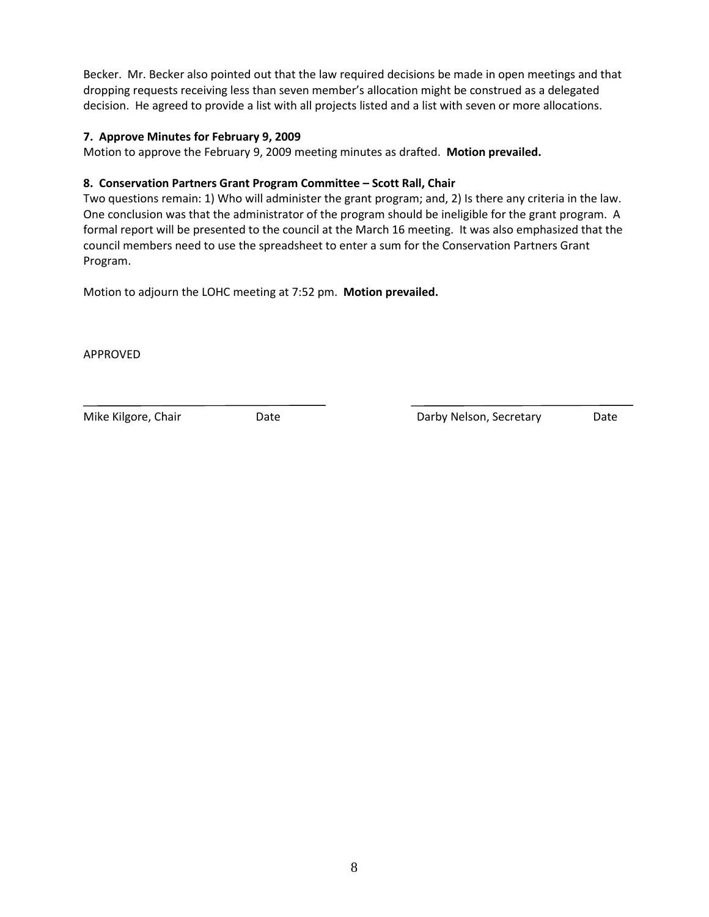Becker. Mr. Becker also pointed out that the law required decisions be made in open meetings and that dropping requests receiving less than seven member's allocation might be construed as a delegated decision. He agreed to provide a list with all projects listed and a list with seven or more allocations.

**7. Approve Minutes for February 9, 2009**

Motion to approve the February 9, 2009 meeting minutes as drafted. **Motion prevailed.**

**8. Conservation Partners Grant Program Committee – Scott Rall, Chair**

Two questions remain: 1) Who will administer the grant program; and, 2) Is there any criteria in the law. One conclusion was that the administrator of the program should be ineligible for the grant program. A formal report will be presented to the council at the March 16 meeting. It was also emphasized that the council members need to use the spreadsheet to enter a sum for the Conservation Partners Grant Program.

Motion to adjourn the LOHC meeting at 7:52 pm. **Motion prevailed.**

APPROVED

| | | | |
|---|---|---|---|
| Mike Kilgore, Chair | Date | Darby Nelson, Secretary | Date |